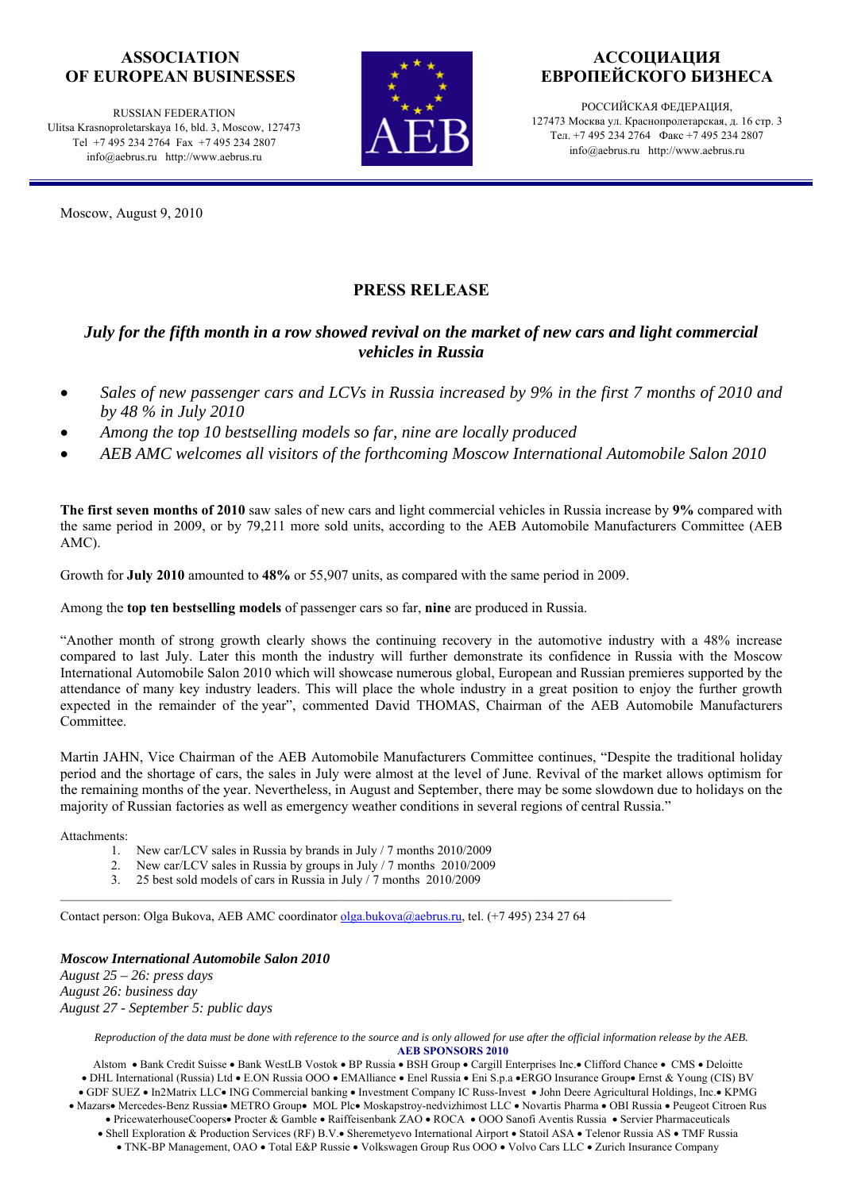**ASSOCIATION OF EUROPEAN BUSINESSES**

RUSSIAN FEDERATION
Ulitsa Krasnoproletarskaya 16, bld. 3, Moscow, 127473
Tel +7 495 234 2764 Fax +7 495 234 2807
info@aebrus.ru http://www.aebrus.ru

**АССОЦИАЦИЯ ЕВРОПЕЙСКОГО БИЗНЕСА**

РОССИЙСКАЯ ФЕДЕРАЦИЯ,
127473 Москва ул. Краснопролетарская, д. 16 стр. 3
Тел. +7 495 234 2764 Факс +7 495 234 2807
info@aebrus.ru http://www.aebrus.ru

Moscow, August 9, 2010

# PRESS RELEASE

## *July for the fifth month in a row showed revival on the market of new cars and light commercial vehicles in Russia*

- *Sales of new passenger cars and LCVs in Russia increased by 9% in the first 7 months of 2010 and by 48 % in July 2010*
- *Among the top 10 bestselling models so far, nine are locally produced*
- *AEB AMC welcomes all visitors of the forthcoming Moscow International Automobile Salon 2010*

**The first seven months of 2010** saw sales of new cars and light commercial vehicles in Russia increase by **9%** compared with the same period in 2009, or by 79,211 more sold units, according to the AEB Automobile Manufacturers Committee (AEB AMC).

Growth for **July 2010** amounted to **48%** or 55,907 units, as compared with the same period in 2009.

Among the **top ten bestselling models** of passenger cars so far, **nine** are produced in Russia.

"Another month of strong growth clearly shows the continuing recovery in the automotive industry with a 48% increase compared to last July. Later this month the industry will further demonstrate its confidence in Russia with the Moscow International Automobile Salon 2010 which will showcase numerous global, European and Russian premieres supported by the attendance of many key industry leaders. This will place the whole industry in a great position to enjoy the further growth expected in the remainder of the year", commented David THOMAS, Chairman of the AEB Automobile Manufacturers Committee.

Martin JAHN, Vice Chairman of the AEB Automobile Manufacturers Committee continues, "Despite the traditional holiday period and the shortage of cars, the sales in July were almost at the level of June. Revival of the market allows optimism for the remaining months of the year. Nevertheless, in August and September, there may be some slowdown due to holidays on the majority of Russian factories as well as emergency weather conditions in several regions of central Russia."

Attachments:

1. New car/LCV sales in Russia by brands in July / 7 months 2010/2009
2. New car/LCV sales in Russia by groups in July / 7 months 2010/2009
3. 25 best sold models of cars in Russia in July / 7 months 2010/2009

---

Contact person: Olga Bukova, AEB AMC coordinator olga.bukova@aebrus.ru, tel. (+7 495) 234 27 64

***Moscow International Automobile Salon 2010***
*August 25 – 26: press days*
*August 26: business day*
*August 27 - September 5: public days*

*Reproduction of the data must be done with reference to the source and is only allowed for use after the official information release by the AEB.*

**AEB SPONSORS 2010**

Alstom • Bank Credit Suisse • Bank WestLB Vostok • BP Russia • BSH Group • Cargill Enterprises Inc.• Clifford Chance • CMS • Deloitte • DHL International (Russia) Ltd • E.ON Russia OOO • EMAlliance • Enel Russia • Eni S.p.a •ERGO Insurance Group• Ernst & Young (CIS) BV • GDF SUEZ • In2Matrix LLC• ING Commercial banking • Investment Company IC Russ-Invest • John Deere Agricultural Holdings, Inc.• KPMG • Mazars• Mercedes-Benz Russia• METRO Group• MOL Plc• Moskapstroy-nedvizhimost LLC • Novartis Pharma • OBI Russia • Peugeot Citroen Rus • PricewaterhouseCoopers• Procter & Gamble • Raiffeisenbank ZAO • ROCA • OOO Sanofi Aventis Russia • Servier Pharmaceuticals • Shell Exploration & Production Services (RF) B.V.• Sheremetyevo International Airport • Statoil ASA • Telenor Russia AS • TMF Russia • TNK-BP Management, OAO • Total E&P Russie • Volkswagen Group Rus OOO • Volvo Cars LLC • Zurich Insurance Company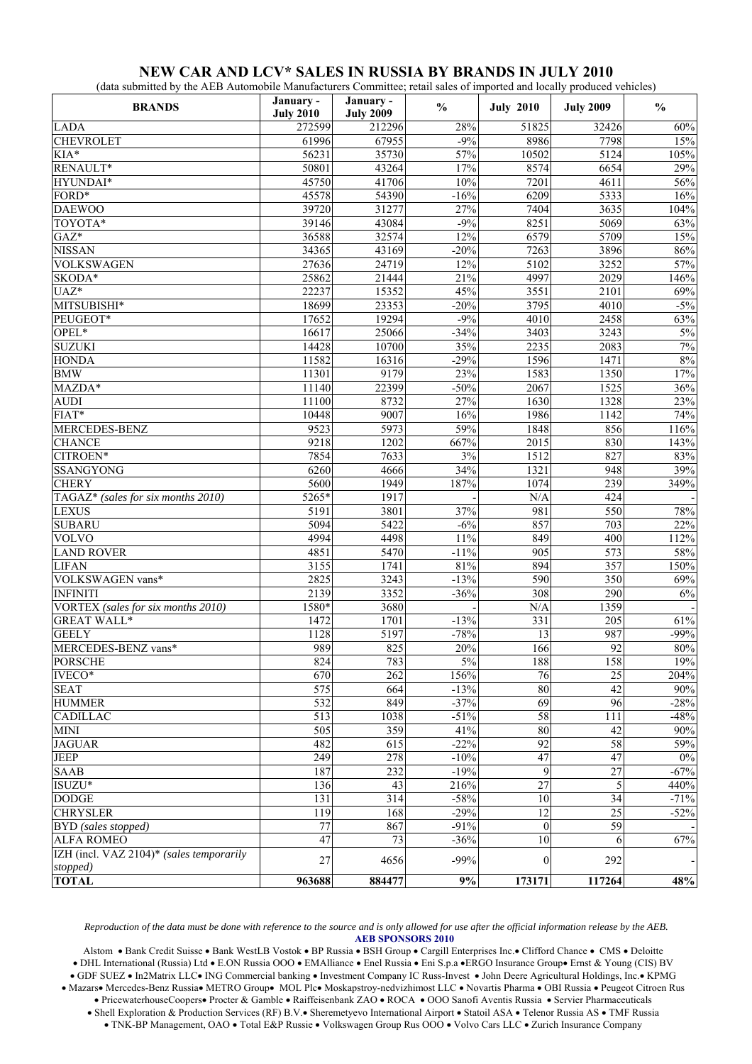# NEW CAR AND LCV* SALES IN RUSSIA BY BRANDS IN JULY 2010

(data submitted by the AEB Automobile Manufacturers Committee; retail sales of imported and locally produced vehicles)

| BRANDS | January - July 2010 | January - July 2009 | % | July 2010 | July 2009 | % |
|---|---|---|---|---|---|---|
| LADA | 272599 | 212296 | 28% | 51825 | 32426 | 60% |
| CHEVROLET | 61996 | 67955 | -9% | 8986 | 7798 | 15% |
| KIA* | 56231 | 35730 | 57% | 10502 | 5124 | 105% |
| RENAULT* | 50801 | 43264 | 17% | 8574 | 6654 | 29% |
| HYUNDAI* | 45750 | 41706 | 10% | 7201 | 4611 | 56% |
| FORD* | 45578 | 54390 | -16% | 6209 | 5333 | 16% |
| DAEWOO | 39720 | 31277 | 27% | 7404 | 3635 | 104% |
| TOYOTA* | 39146 | 43084 | -9% | 8251 | 5069 | 63% |
| GAZ* | 36588 | 32574 | 12% | 6579 | 5709 | 15% |
| NISSAN | 34365 | 43169 | -20% | 7263 | 3896 | 86% |
| VOLKSWAGEN | 27636 | 24719 | 12% | 5102 | 3252 | 57% |
| SKODA* | 25862 | 21444 | 21% | 4997 | 2029 | 146% |
| UAZ* | 22237 | 15352 | 45% | 3551 | 2101 | 69% |
| MITSUBISHI* | 18699 | 23353 | -20% | 3795 | 4010 | -5% |
| PEUGEOT* | 17652 | 19294 | -9% | 4010 | 2458 | 63% |
| OPEL* | 16617 | 25066 | -34% | 3403 | 3243 | 5% |
| SUZUKI | 14428 | 10700 | 35% | 2235 | 2083 | 7% |
| HONDA | 11582 | 16316 | -29% | 1596 | 1471 | 8% |
| BMW | 11301 | 9179 | 23% | 1583 | 1350 | 17% |
| MAZDA* | 11140 | 22399 | -50% | 2067 | 1525 | 36% |
| AUDI | 11100 | 8732 | 27% | 1630 | 1328 | 23% |
| FIAT* | 10448 | 9007 | 16% | 1986 | 1142 | 74% |
| MERCEDES-BENZ | 9523 | 5973 | 59% | 1848 | 856 | 116% |
| CHANCE | 9218 | 1202 | 667% | 2015 | 830 | 143% |
| CITROEN* | 7854 | 7633 | 3% | 1512 | 827 | 83% |
| SSANGYONG | 6260 | 4666 | 34% | 1321 | 948 | 39% |
| CHERY | 5600 | 1949 | 187% | 1074 | 239 | 349% |
| TAGAZ* *(sales for six months 2010)* | 5265* | 1917 | - | N/A | 424 | - |
| LEXUS | 5191 | 3801 | 37% | 981 | 550 | 78% |
| SUBARU | 5094 | 5422 | -6% | 857 | 703 | 22% |
| VOLVO | 4994 | 4498 | 11% | 849 | 400 | 112% |
| LAND ROVER | 4851 | 5470 | -11% | 905 | 573 | 58% |
| LIFAN | 3155 | 1741 | 81% | 894 | 357 | 150% |
| VOLKSWAGEN vans* | 2825 | 3243 | -13% | 590 | 350 | 69% |
| INFINITI | 2139 | 3352 | -36% | 308 | 290 | 6% |
| VORTEX *(sales for six months 2010)* | 1580* | 3680 | - | N/A | 1359 | - |
| GREAT WALL* | 1472 | 1701 | -13% | 331 | 205 | 61% |
| GEELY | 1128 | 5197 | -78% | 13 | 987 | -99% |
| MERCEDES-BENZ vans* | 989 | 825 | 20% | 166 | 92 | 80% |
| PORSCHE | 824 | 783 | 5% | 188 | 158 | 19% |
| IVECO* | 670 | 262 | 156% | 76 | 25 | 204% |
| SEAT | 575 | 664 | -13% | 80 | 42 | 90% |
| HUMMER | 532 | 849 | -37% | 69 | 96 | -28% |
| CADILLAC | 513 | 1038 | -51% | 58 | 111 | -48% |
| MINI | 505 | 359 | 41% | 80 | 42 | 90% |
| JAGUAR | 482 | 615 | -22% | 92 | 58 | 59% |
| JEEP | 249 | 278 | -10% | 47 | 47 | 0% |
| SAAB | 187 | 232 | -19% | 9 | 27 | -67% |
| ISUZU* | 136 | 43 | 216% | 27 | 5 | 440% |
| DODGE | 131 | 314 | -58% | 10 | 34 | -71% |
| CHRYSLER | 119 | 168 | -29% | 12 | 25 | -52% |
| BYD *(sales stopped)* | 77 | 867 | -91% | 0 | 59 | - |
| ALFA ROMEO | 47 | 73 | -36% | 10 | 6 | 67% |
| IZH (incl. VAZ 2104)* *(sales temporarily stopped)* | 27 | 4656 | -99% | 0 | 292 | - |
| **TOTAL** | **963688** | **884477** | **9%** | **173171** | **117264** | **48%** |

*Reproduction of the data must be done with reference to the source and is only allowed for use after the official information release by the AEB.*

**AEB SPONSORS 2010**

Alstom • Bank Credit Suisse • Bank WestLB Vostok • BP Russia • BSH Group • Cargill Enterprises Inc.• Clifford Chance • CMS • Deloitte • DHL International (Russia) Ltd • E.ON Russia OOO • EMAlliance • Enel Russia • Eni S.p.a •ERGO Insurance Group• Ernst & Young (CIS) BV • GDF SUEZ • In2Matrix LLC• ING Commercial banking • Investment Company IC Russ-Invest • John Deere Agricultural Holdings, Inc.• KPMG • Mazars• Mercedes-Benz Russia• METRO Group• MOL Plc• Moskapstroy-nedvizhimost LLC • Novartis Pharma • OBI Russia • Peugeot Citroen Rus • PricewaterhouseCoopers• Procter & Gamble • Raiffeisenbank ZAO • ROCA • OOO Sanofi Aventis Russia • Servier Pharmaceuticals • Shell Exploration & Production Services (RF) B.V.• Sheremetyevo International Airport • Statoil ASA • Telenor Russia AS • TMF Russia • TNK-BP Management, OAO • Total E&P Russie • Volkswagen Group Rus OOO • Volvo Cars LLC • Zurich Insurance Company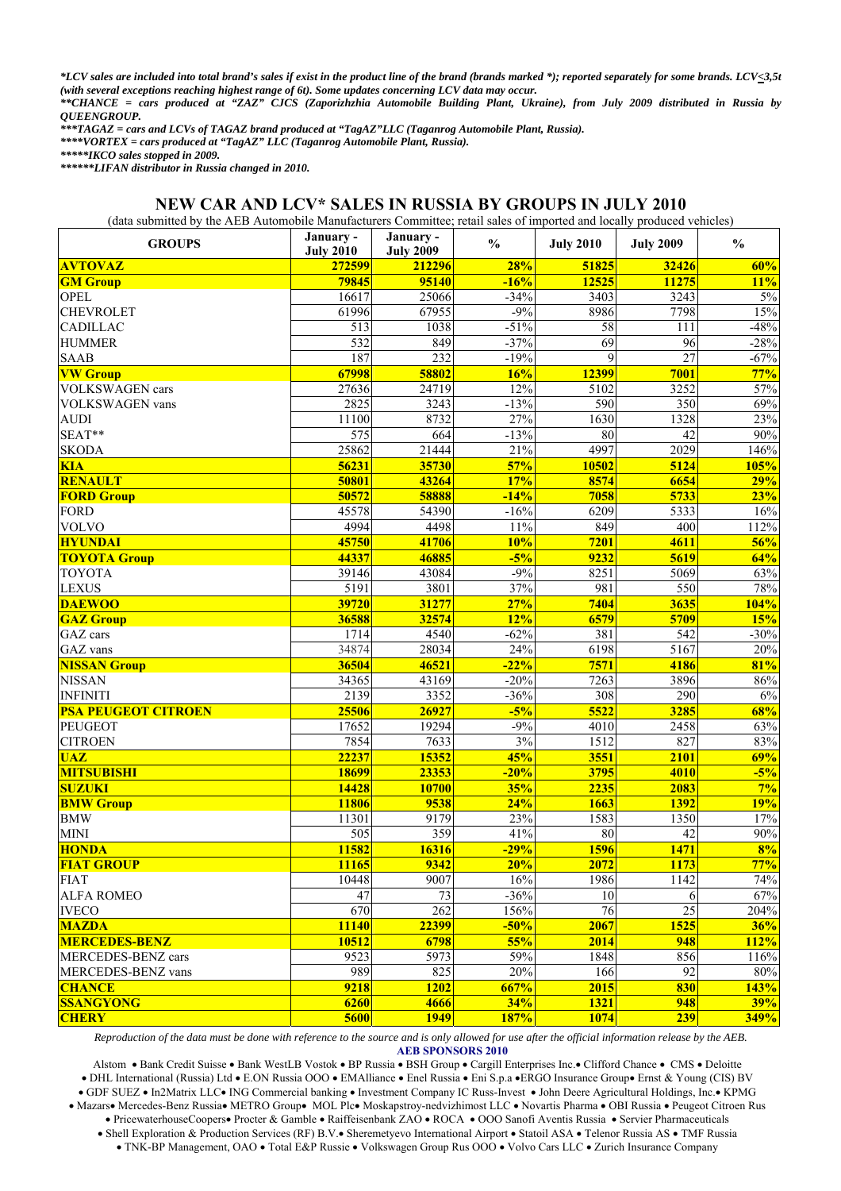*\*LCV sales are included into total brand's sales if exist in the product line of the brand (brands marked \*); reported separately for some brands. LCV≤3,5t (with several exceptions reaching highest range of 6t). Some updates concerning LCV data may occur.*

*\*\*CHANCE = cars produced at "ZAZ" CJCS (Zaporizhzhia Automobile Building Plant, Ukraine), from July 2009 distributed in Russia by QUEENGROUP.*

*\*\*\*TAGAZ = cars and LCVs of TAGAZ brand produced at "TagAZ"LLC (Taganrog Automobile Plant, Russia).*

*\*\*\*\*VORTEX = cars produced at "TagAZ" LLC (Taganrog Automobile Plant, Russia).*

*\*\*\*\*\*IKCO sales stopped in 2009.*

*\*\*\*\*\*\*LIFAN distributor in Russia changed in 2010.*

## NEW CAR AND LCV* SALES IN RUSSIA BY GROUPS IN JULY 2010

(data submitted by the AEB Automobile Manufacturers Committee; retail sales of imported and locally produced vehicles)

| GROUPS | January - July 2010 | January - July 2009 | % | July 2010 | July 2009 | % |
|---|---|---|---|---|---|---|
| **AVTOVAZ** | **272599** | **212296** | **28%** | **51825** | **32426** | **60%** |
| **GM Group** | **79845** | **95140** | **-16%** | **12525** | **11275** | **11%** |
| OPEL | 16617 | 25066 | -34% | 3403 | 3243 | 5% |
| CHEVROLET | 61996 | 67955 | -9% | 8986 | 7798 | 15% |
| CADILLAC | 513 | 1038 | -51% | 58 | 111 | -48% |
| HUMMER | 532 | 849 | -37% | 69 | 96 | -28% |
| SAAB | 187 | 232 | -19% | 9 | 27 | -67% |
| **VW Group** | **67998** | **58802** | **16%** | **12399** | **7001** | **77%** |
| VOLKSWAGEN cars | 27636 | 24719 | 12% | 5102 | 3252 | 57% |
| VOLKSWAGEN vans | 2825 | 3243 | -13% | 590 | 350 | 69% |
| AUDI | 11100 | 8732 | 27% | 1630 | 1328 | 23% |
| SEAT** | 575 | 664 | -13% | 80 | 42 | 90% |
| SKODA | 25862 | 21444 | 21% | 4997 | 2029 | 146% |
| **KIA** | **56231** | **35730** | **57%** | **10502** | **5124** | **105%** |
| **RENAULT** | **50801** | **43264** | **17%** | **8574** | **6654** | **29%** |
| **FORD Group** | **50572** | **58888** | **-14%** | **7058** | **5733** | **23%** |
| FORD | 45578 | 54390 | -16% | 6209 | 5333 | 16% |
| VOLVO | 4994 | 4498 | 11% | 849 | 400 | 112% |
| **HYUNDAI** | **45750** | **41706** | **10%** | **7201** | **4611** | **56%** |
| **TOYOTA Group** | **44337** | **46885** | **-5%** | **9232** | **5619** | **64%** |
| TOYOTA | 39146 | 43084 | -9% | 8251 | 5069 | 63% |
| LEXUS | 5191 | 3801 | 37% | 981 | 550 | 78% |
| **DAEWOO** | **39720** | **31277** | **27%** | **7404** | **3635** | **104%** |
| **GAZ Group** | **36588** | **32574** | **12%** | **6579** | **5709** | **15%** |
| GAZ cars | 1714 | 4540 | -62% | 381 | 542 | -30% |
| GAZ vans | 34874 | 28034 | 24% | 6198 | 5167 | 20% |
| **NISSAN Group** | **36504** | **46521** | **-22%** | **7571** | **4186** | **81%** |
| NISSAN | 34365 | 43169 | -20% | 7263 | 3896 | 86% |
| INFINITI | 2139 | 3352 | -36% | 308 | 290 | 6% |
| **PSA PEUGEOT CITROEN** | **25506** | **26927** | **-5%** | **5522** | **3285** | **68%** |
| PEUGEOT | 17652 | 19294 | -9% | 4010 | 2458 | 63% |
| CITROEN | 7854 | 7633 | 3% | 1512 | 827 | 83% |
| **UAZ** | **22237** | **15352** | **45%** | **3551** | **2101** | **69%** |
| **MITSUBISHI** | **18699** | **23353** | **-20%** | **3795** | **4010** | **-5%** |
| **SUZUKI** | **14428** | **10700** | **35%** | **2235** | **2083** | **7%** |
| **BMW Group** | **11806** | **9538** | **24%** | **1663** | **1392** | **19%** |
| BMW | 11301 | 9179 | 23% | 1583 | 1350 | 17% |
| MINI | 505 | 359 | 41% | 80 | 42 | 90% |
| **HONDA** | **11582** | **16316** | **-29%** | **1596** | **1471** | **8%** |
| **FIAT GROUP** | **11165** | **9342** | **20%** | **2072** | **1173** | **77%** |
| FIAT | 10448 | 9007 | 16% | 1986 | 1142 | 74% |
| ALFA ROMEO | 47 | 73 | -36% | 10 | 6 | 67% |
| IVECO | 670 | 262 | 156% | 76 | 25 | 204% |
| **MAZDA** | **11140** | **22399** | **-50%** | **2067** | **1525** | **36%** |
| **MERCEDES-BENZ** | **10512** | **6798** | **55%** | **2014** | **948** | **112%** |
| MERCEDES-BENZ cars | 9523 | 5973 | 59% | 1848 | 856 | 116% |
| MERCEDES-BENZ vans | 989 | 825 | 20% | 166 | 92 | 80% |
| **CHANCE** | **9218** | **1202** | **667%** | **2015** | **830** | **143%** |
| **SSANGYONG** | **6260** | **4666** | **34%** | **1321** | **948** | **39%** |
| **CHERY** | **5600** | **1949** | **187%** | **1074** | **239** | **349%** |

*Reproduction of the data must be done with reference to the source and is only allowed for use after the official information release by the AEB.*

**AEB SPONSORS 2010**

Alstom • Bank Credit Suisse • Bank WestLB Vostok • BP Russia • BSH Group • Cargill Enterprises Inc.• Clifford Chance • CMS • Deloitte • DHL International (Russia) Ltd • E.ON Russia OOO • EMAlliance • Enel Russia • Eni S.p.a •ERGO Insurance Group• Ernst & Young (CIS) BV • GDF SUEZ • In2Matrix LLC• ING Commercial banking • Investment Company IC Russ-Invest • John Deere Agricultural Holdings, Inc.• KPMG • Mazars• Mercedes-Benz Russia• METRO Group• MOL Plc• Moskapstroy-nedvizhimost LLC • Novartis Pharma • OBI Russia • Peugeot Citroen Rus • PricewaterhouseCoopers• Procter & Gamble • Raiffeisenbank ZAO • ROCA • OOO Sanofi Aventis Russia • Servier Pharmaceuticals • Shell Exploration & Production Services (RF) B.V.• Sheremetyevo International Airport • Statoil ASA • Telenor Russia AS • TMF Russia • TNK-BP Management, OAO • Total E&P Russie • Volkswagen Group Rus OOO • Volvo Cars LLC • Zurich Insurance Company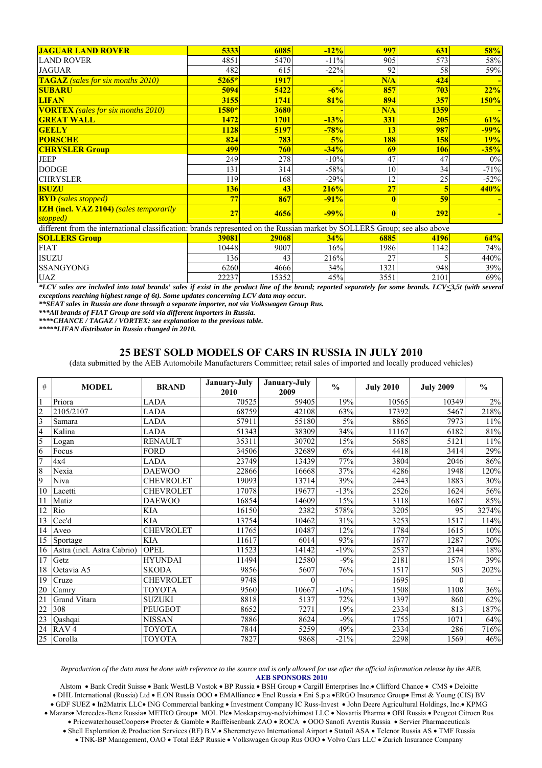| | | | | | | |
|---|---|---|---|---|---|---|
| **JAGUAR LAND ROVER** | **5333** | **6085** | **-12%** | **997** | **631** | **58%** |
| LAND ROVER | 4851 | 5470 | -11% | 905 | 573 | 58% |
| JAGUAR | 482 | 615 | -22% | 92 | 58 | 59% |
| **TAGAZ** *(sales for six months 2010)* | **5265*** | **1917** | **-** | **N/A** | **424** | **-** |
| **SUBARU** | **5094** | **5422** | **-6%** | **857** | **703** | **22%** |
| **LIFAN** | **3155** | **1741** | **81%** | **894** | **357** | **150%** |
| **VORTEX** *(sales for six months 2010)* | **1580*** | **3680** | **-** | **N/A** | **1359** | **-** |
| **GREAT WALL** | **1472** | **1701** | **-13%** | **331** | **205** | **61%** |
| **GEELY** | **1128** | **5197** | **-78%** | **13** | **987** | **-99%** |
| **PORSCHE** | **824** | **783** | **5%** | **188** | **158** | **19%** |
| **CHRYSLER Group** | **499** | **760** | **-34%** | **69** | **106** | **-35%** |
| JEEP | 249 | 278 | -10% | 47 | 47 | 0% |
| DODGE | 131 | 314 | -58% | 10 | 34 | -71% |
| CHRYSLER | 119 | 168 | -29% | 12 | 25 | -52% |
| **ISUZU** | **136** | **43** | **216%** | **27** | **5** | **440%** |
| **BYD** *(sales stopped)* | **77** | **867** | **-91%** | **0** | **59** | **-** |
| **IZH (incl. VAZ 2104)** *(sales temporarily stopped)* | **27** | **4656** | **-99%** | **0** | **292** | **-** |
| different from the international classification: brands represented on the Russian market by SOLLERS Group; see also above | | | | | | |
| **SOLLERS Group** | **39081** | **29068** | **34%** | **6885** | **4196** | **64%** |
| FIAT | 10448 | 9007 | 16% | 1986 | 1142 | 74% |
| ISUZU | 136 | 43 | 216% | 27 | 5 | 440% |
| SSANGYONG | 6260 | 4666 | 34% | 1321 | 948 | 39% |
| UAZ | 22237 | 15352 | 45% | 3551 | 2101 | 69% |

***LCV sales are included into total brands' sales if exist in the product line of the brand; reported separately for some brands. LCV≤3,5t (with several exceptions reaching highest range of 6t). Some updates concerning LCV data may occur.***

***\*\*SEAT sales in Russia are done through a separate importer, not via Volkswagen Group Rus.***

***\*\*\*All brands of FIAT Group are sold via different importers in Russia.***

***\*\*\*\*CHANCE / TAGAZ / VORTEX: see explanation to the previous table.***

***\*\*\*\*\*LIFAN distributor in Russia changed in 2010.***

## 25 BEST SOLD MODELS OF CARS IN RUSSIA IN JULY 2010

(data submitted by the AEB Automobile Manufacturers Committee; retail sales of imported and locally produced vehicles)

| # | MODEL | BRAND | January-July 2010 | January-July 2009 | % | July 2010 | July 2009 | % |
|---|---|---|---|---|---|---|---|---|
| 1 | Priora | LADA | 70525 | 59405 | 19% | 10565 | 10349 | 2% |
| 2 | 2105/2107 | LADA | 68759 | 42108 | 63% | 17392 | 5467 | 218% |
| 3 | Samara | LADA | 57911 | 55180 | 5% | 8865 | 7973 | 11% |
| 4 | Kalina | LADA | 51343 | 38309 | 34% | 11167 | 6182 | 81% |
| 5 | Logan | RENAULT | 35311 | 30702 | 15% | 5685 | 5121 | 11% |
| 6 | Focus | FORD | 34506 | 32689 | 6% | 4418 | 3414 | 29% |
| 7 | 4x4 | LADA | 23749 | 13439 | 77% | 3804 | 2046 | 86% |
| 8 | Nexia | DAEWOO | 22866 | 16668 | 37% | 4286 | 1948 | 120% |
| 9 | Niva | CHEVROLET | 19093 | 13714 | 39% | 2443 | 1883 | 30% |
| 10 | Lacetti | CHEVROLET | 17078 | 19677 | -13% | 2526 | 1624 | 56% |
| 11 | Matiz | DAEWOO | 16854 | 14609 | 15% | 3118 | 1687 | 85% |
| 12 | Rio | KIA | 16150 | 2382 | 578% | 3205 | 95 | 3274% |
| 13 | Cee'd | KIA | 13754 | 10462 | 31% | 3253 | 1517 | 114% |
| 14 | Aveo | CHEVROLET | 11765 | 10487 | 12% | 1784 | 1615 | 10% |
| 15 | Sportage | KIA | 11617 | 6014 | 93% | 1677 | 1287 | 30% |
| 16 | Astra (incl. Astra Cabrio) | OPEL | 11523 | 14142 | -19% | 2537 | 2144 | 18% |
| 17 | Getz | HYUNDAI | 11494 | 12580 | -9% | 2181 | 1574 | 39% |
| 18 | Octavia A5 | SKODA | 9856 | 5607 | 76% | 1517 | 503 | 202% |
| 19 | Cruze | CHEVROLET | 9748 | 0 | - | 1695 | 0 | - |
| 20 | Camry | TOYOTA | 9560 | 10667 | -10% | 1508 | 1108 | 36% |
| 21 | Grand Vitara | SUZUKI | 8818 | 5137 | 72% | 1397 | 860 | 62% |
| 22 | 308 | PEUGEOT | 8652 | 7271 | 19% | 2334 | 813 | 187% |
| 23 | Qashqai | NISSAN | 7886 | 8624 | -9% | 1755 | 1071 | 64% |
| 24 | RAV 4 | TOYOTA | 7844 | 5259 | 49% | 2334 | 286 | 716% |
| 25 | Corolla | TOYOTA | 7827 | 9868 | -21% | 2298 | 1569 | 46% |

*Reproduction of the data must be done with reference to the source and is only allowed for use after the official information release by the AEB.*

**AEB SPONSORS 2010**

Alstom • Bank Credit Suisse • Bank WestLB Vostok • BP Russia • BSH Group • Cargill Enterprises Inc.• Clifford Chance • CMS • Deloitte • DHL International (Russia) Ltd • E.ON Russia OOO • EMAlliance • Enel Russia • Eni S.p.a •ERGO Insurance Group• Ernst & Young (CIS) BV • GDF SUEZ • In2Matrix LLC• ING Commercial banking • Investment Company IC Russ-Invest • John Deere Agricultural Holdings, Inc.• KPMG • Mazars• Mercedes-Benz Russia• METRO Group• MOL Plc• Moskapstroy-nedvizhimost LLC • Novartis Pharma • OBI Russia • Peugeot Citroen Rus • PricewaterhouseCoopers• Procter & Gamble • Raiffeisenbank ZAO • ROCA • OOO Sanofi Aventis Russia • Servier Pharmaceuticals • Shell Exploration & Production Services (RF) B.V.• Sheremetyevo International Airport • Statoil ASA • Telenor Russia AS • TMF Russia • TNK-BP Management, OAO • Total E&P Russie • Volkswagen Group Rus OOO • Volvo Cars LLC • Zurich Insurance Company